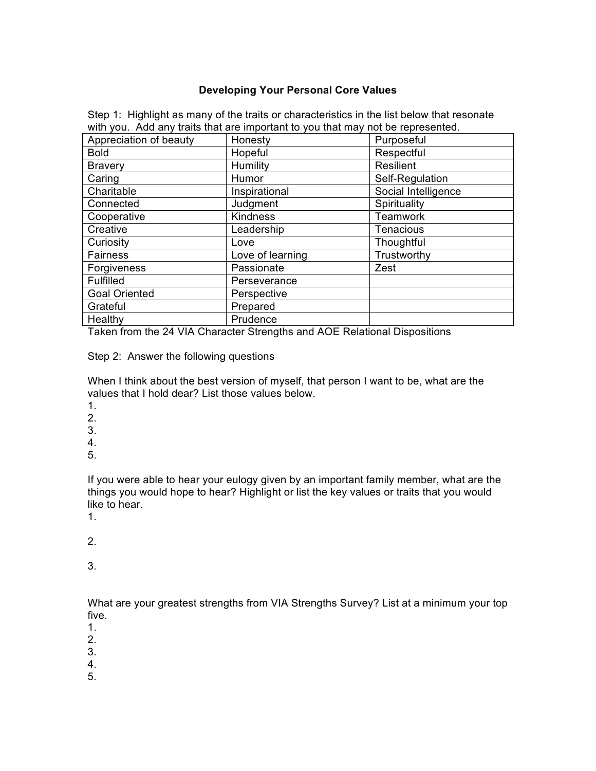# Developing Your Personal Core Values

Step 1: Highlight as many of the traits or characteristics in the list below that resonate with you. Add any traits that are important to you that may not be represented.

| | | |
|---|---|---|
| Appreciation of beauty | Honesty | Purposeful |
| Bold | Hopeful | Respectful |
| Bravery | Humility | Resilient |
| Caring | Humor | Self-Regulation |
| Charitable | Inspirational | Social Intelligence |
| Connected | Judgment | Spirituality |
| Cooperative | Kindness | Teamwork |
| Creative | Leadership | Tenacious |
| Curiosity | Love | Thoughtful |
| Fairness | Love of learning | Trustworthy |
| Forgiveness | Passionate | Zest |
| Fulfilled | Perseverance | |
| Goal Oriented | Perspective | |
| Grateful | Prepared | |
| Healthy | Prudence | |

Taken from the 24 VIA Character Strengths and AOE Relational Dispositions

Step 2: Answer the following questions

When I think about the best version of myself, that person I want to be, what are the values that I hold dear? List those values below.

1.
2.
3.
4.
5.

If you were able to hear your eulogy given by an important family member, what are the things you would hope to hear? Highlight or list the key values or traits that you would like to hear.

1.

2.

3.

What are your greatest strengths from VIA Strengths Survey? List at a minimum your top five.

1.
2.
3.
4.
5.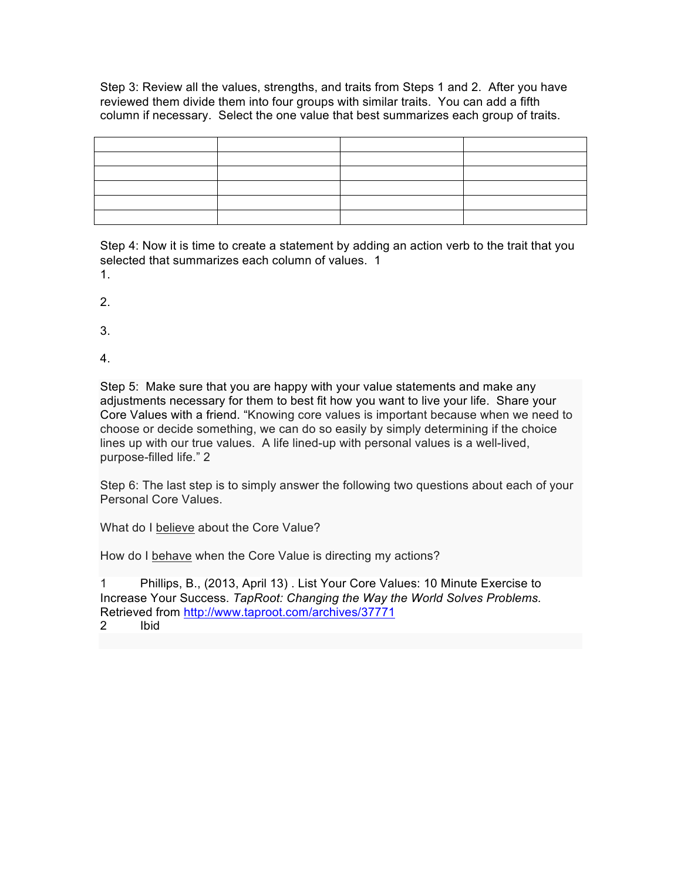Step 3: Review all the values, strengths, and traits from Steps 1 and 2. After you have reviewed them divide them into four groups with similar traits. You can add a fifth column if necessary. Select the one value that best summarizes each group of traits.

| | | | |
|---|---|---|---|
| | | | |
| | | | |
| | | | |
| | | | |
| | | | |

Step 4: Now it is time to create a statement by adding an action verb to the trait that you selected that summarizes each column of values. [1]

1.

2.

3.

4.

Step 5: Make sure that you are happy with your value statements and make any adjustments necessary for them to best fit how you want to live your life. Share your Core Values with a friend. "Knowing core values is important because when we need to choose or decide something, we can do so easily by simply determining if the choice lines up with our true values. A life lined-up with personal values is a well-lived, purpose-filled life." [2]

Step 6: The last step is to simply answer the following two questions about each of your Personal Core Values.

What do I <u>believe</u> about the Core Value?

How do I <u>behave</u> when the Core Value is directing my actions?

1 Phillips, B., (2013, April 13) . List Your Core Values: 10 Minute Exercise to Increase Your Success. *TapRoot: Changing the Way the World Solves Problems.* Retrieved from http://www.taproot.com/archives/37771

2 Ibid